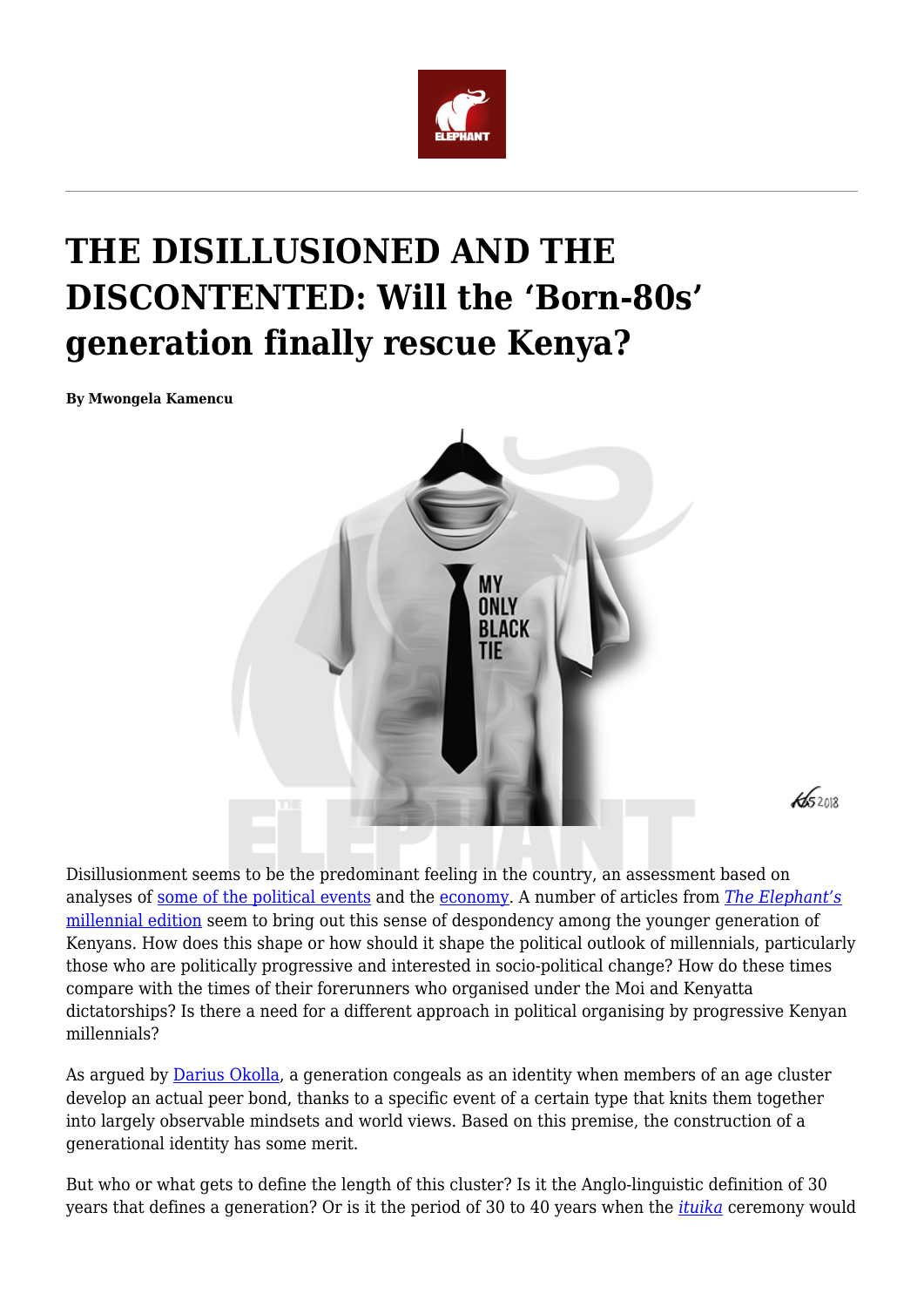# THE DISILLUSIONED AND THE DISCONTENTED: Will the 'Born-80s' generation finally rescue Kenya?

**By Mwongela Kamencu**

Disillusionment seems to be the predominant feeling in the country, an assessment based on analyses of some of the political events and the economy. A number of articles from *The Elephant's* millennial edition seem to bring out this sense of despondency among the younger generation of Kenyans. How does this shape or how should it shape the political outlook of millennials, particularly those who are politically progressive and interested in socio-political change? How do these times compare with the times of their forerunners who organised under the Moi and Kenyatta dictatorships? Is there a need for a different approach in political organising by progressive Kenyan millennials?

As argued by Darius Okolla, a generation congeals as an identity when members of an age cluster develop an actual peer bond, thanks to a specific event of a certain type that knits them together into largely observable mindsets and world views. Based on this premise, the construction of a generational identity has some merit.

But who or what gets to define the length of this cluster? Is it the Anglo-linguistic definition of 30 years that defines a generation? Or is it the period of 30 to 40 years when the *ituika* ceremony would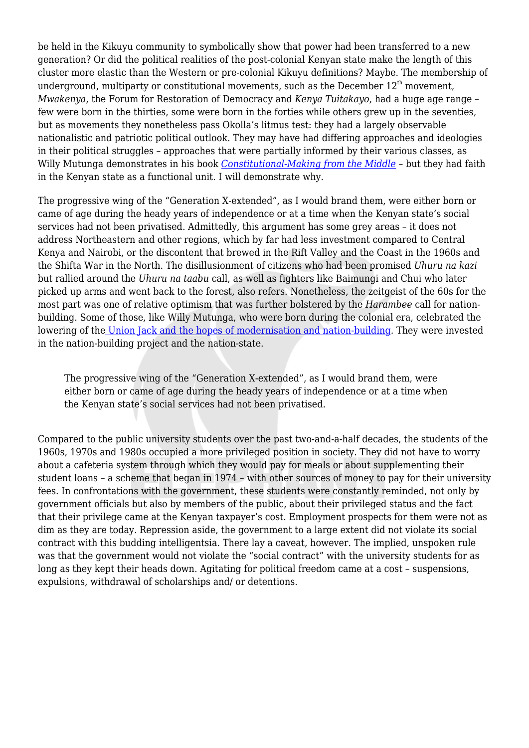be held in the Kikuyu community to symbolically show that power had been transferred to a new generation? Or did the political realities of the post-colonial Kenyan state make the length of this cluster more elastic than the Western or pre-colonial Kikuyu definitions? Maybe. The membership of underground, multiparty or constitutional movements, such as the December 12th movement, *Mwakenya*, the Forum for Restoration of Democracy and *Kenya Tuitakayo*, had a huge age range – few were born in the thirties, some were born in the forties while others grew up in the seventies, but as movements they nonetheless pass Okolla's litmus test: they had a largely observable nationalistic and patriotic political outlook. They may have had differing approaches and ideologies in their political struggles – approaches that were partially informed by their various classes, as Willy Mutunga demonstrates in his book *Constitutional-Making from the Middle* – but they had faith in the Kenyan state as a functional unit. I will demonstrate why.

The progressive wing of the "Generation X-extended", as I would brand them, were either born or came of age during the heady years of independence or at a time when the Kenyan state's social services had not been privatised. Admittedly, this argument has some grey areas – it does not address Northeastern and other regions, which by far had less investment compared to Central Kenya and Nairobi, or the discontent that brewed in the Rift Valley and the Coast in the 1960s and the Shifta War in the North. The disillusionment of citizens who had been promised *Uhuru na kazi* but rallied around the *Uhuru na taabu* call, as well as fighters like Baimungi and Chui who later picked up arms and went back to the forest, also refers. Nonetheless, the zeitgeist of the 60s for the most part was one of relative optimism that was further bolstered by the *Harambee* call for nation-building. Some of those, like Willy Mutunga, who were born during the colonial era, celebrated the lowering of the Union Jack and the hopes of modernisation and nation-building. They were invested in the nation-building project and the nation-state.

> The progressive wing of the "Generation X-extended", as I would brand them, were either born or came of age during the heady years of independence or at a time when the Kenyan state's social services had not been privatised.

Compared to the public university students over the past two-and-a-half decades, the students of the 1960s, 1970s and 1980s occupied a more privileged position in society. They did not have to worry about a cafeteria system through which they would pay for meals or about supplementing their student loans – a scheme that began in 1974 – with other sources of money to pay for their university fees. In confrontations with the government, these students were constantly reminded, not only by government officials but also by members of the public, about their privileged status and the fact that their privilege came at the Kenyan taxpayer's cost. Employment prospects for them were not as dim as they are today. Repression aside, the government to a large extent did not violate its social contract with this budding intelligentsia. There lay a caveat, however. The implied, unspoken rule was that the government would not violate the "social contract" with the university students for as long as they kept their heads down. Agitating for political freedom came at a cost – suspensions, expulsions, withdrawal of scholarships and/ or detentions.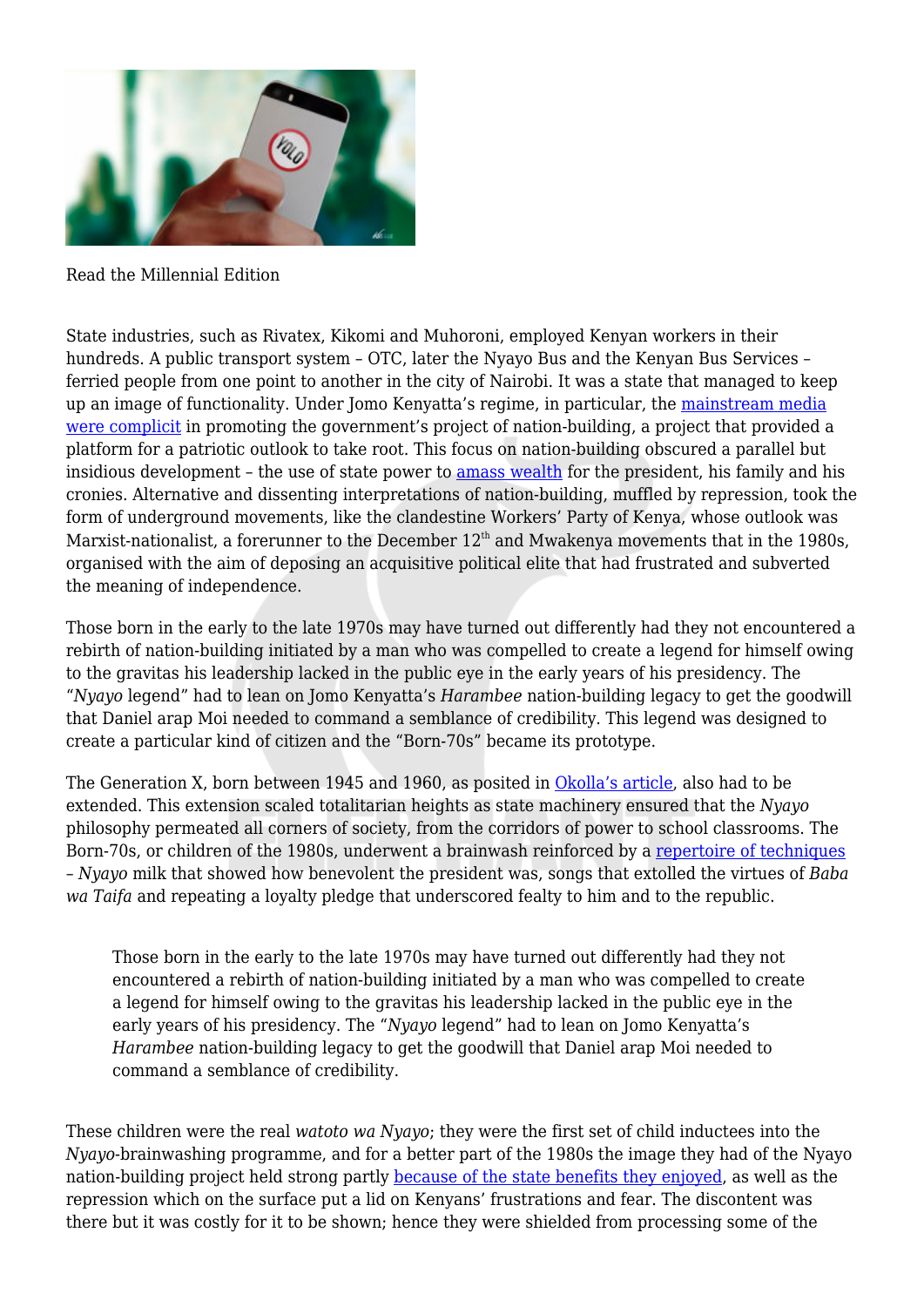Read the Millennial Edition

State industries, such as Rivatex, Kikomi and Muhoroni, employed Kenyan workers in their hundreds. A public transport system – OTC, later the Nyayo Bus and the Kenyan Bus Services – ferried people from one point to another in the city of Nairobi. It was a state that managed to keep up an image of functionality. Under Jomo Kenyatta's regime, in particular, the mainstream media were complicit in promoting the government's project of nation-building, a project that provided a platform for a patriotic outlook to take root. This focus on nation-building obscured a parallel but insidious development – the use of state power to amass wealth for the president, his family and his cronies. Alternative and dissenting interpretations of nation-building, muffled by repression, took the form of underground movements, like the clandestine Workers' Party of Kenya, whose outlook was Marxist-nationalist, a forerunner to the December 12th and Mwakenya movements that in the 1980s, organised with the aim of deposing an acquisitive political elite that had frustrated and subverted the meaning of independence.

Those born in the early to the late 1970s may have turned out differently had they not encountered a rebirth of nation-building initiated by a man who was compelled to create a legend for himself owing to the gravitas his leadership lacked in the public eye in the early years of his presidency. The "*Nyayo* legend" had to lean on Jomo Kenyatta's *Harambee* nation-building legacy to get the goodwill that Daniel arap Moi needed to command a semblance of credibility. This legend was designed to create a particular kind of citizen and the "Born-70s" became its prototype.

The Generation X, born between 1945 and 1960, as posited in Okolla's article, also had to be extended. This extension scaled totalitarian heights as state machinery ensured that the *Nyayo* philosophy permeated all corners of society, from the corridors of power to school classrooms. The Born-70s, or children of the 1980s, underwent a brainwash reinforced by a repertoire of techniques – *Nyayo* milk that showed how benevolent the president was, songs that extolled the virtues of *Baba wa Taifa* and repeating a loyalty pledge that underscored fealty to him and to the republic.

> Those born in the early to the late 1970s may have turned out differently had they not encountered a rebirth of nation-building initiated by a man who was compelled to create a legend for himself owing to the gravitas his leadership lacked in the public eye in the early years of his presidency. The "*Nyayo* legend" had to lean on Jomo Kenyatta's *Harambee* nation-building legacy to get the goodwill that Daniel arap Moi needed to command a semblance of credibility.

These children were the real *watoto wa Nyayo*; they were the first set of child inductees into the *Nyayo*-brainwashing programme, and for a better part of the 1980s the image they had of the Nyayo nation-building project held strong partly because of the state benefits they enjoyed, as well as the repression which on the surface put a lid on Kenyans' frustrations and fear. The discontent was there but it was costly for it to be shown; hence they were shielded from processing some of the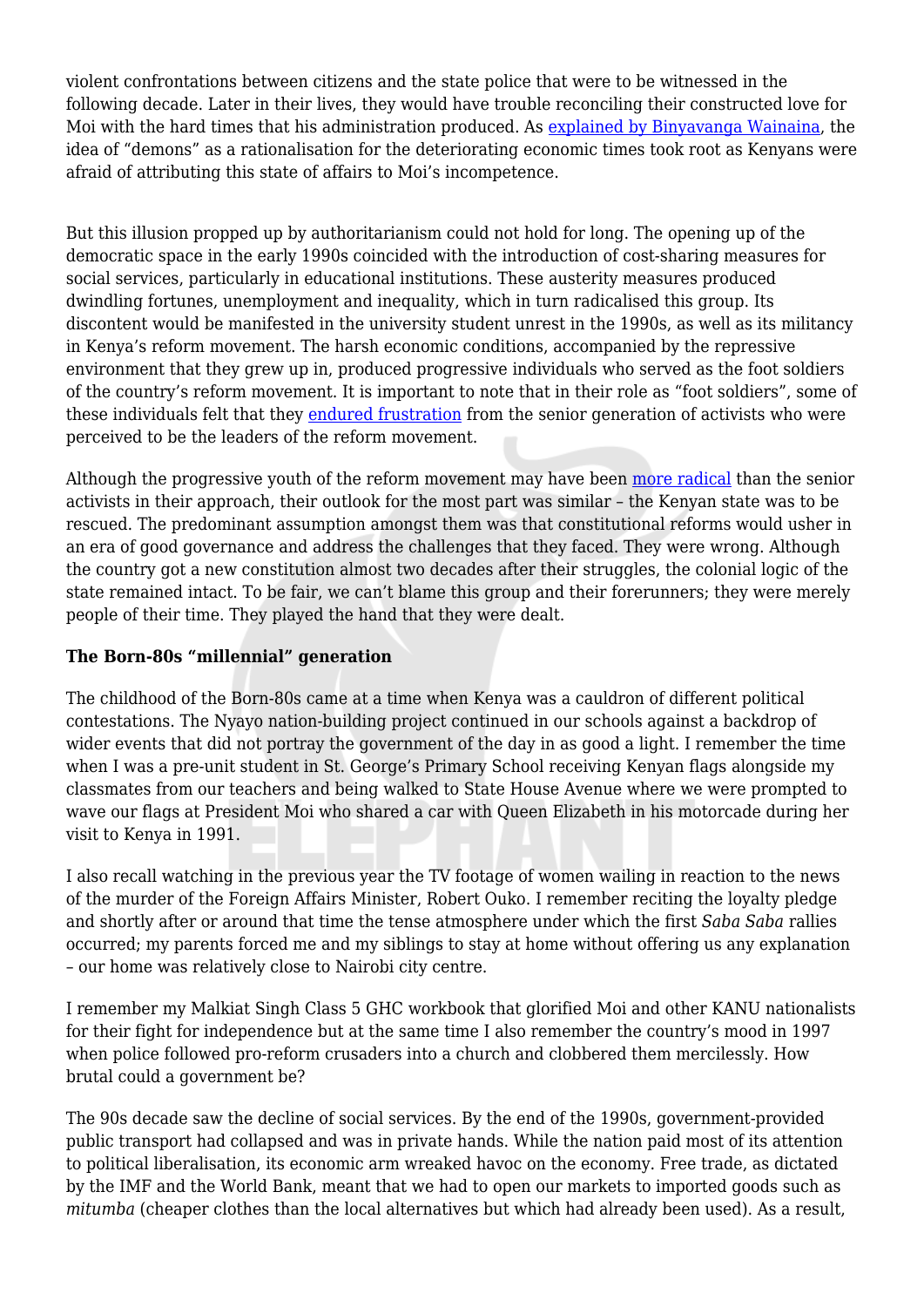violent confrontations between citizens and the state police that were to be witnessed in the following decade. Later in their lives, they would have trouble reconciling their constructed love for Moi with the hard times that his administration produced. As explained by Binyavanga Wainaina, the idea of "demons" as a rationalisation for the deteriorating economic times took root as Kenyans were afraid of attributing this state of affairs to Moi's incompetence.

But this illusion propped up by authoritarianism could not hold for long. The opening up of the democratic space in the early 1990s coincided with the introduction of cost-sharing measures for social services, particularly in educational institutions. These austerity measures produced dwindling fortunes, unemployment and inequality, which in turn radicalised this group. Its discontent would be manifested in the university student unrest in the 1990s, as well as its militancy in Kenya's reform movement. The harsh economic conditions, accompanied by the repressive environment that they grew up in, produced progressive individuals who served as the foot soldiers of the country's reform movement. It is important to note that in their role as "foot soldiers", some of these individuals felt that they endured frustration from the senior generation of activists who were perceived to be the leaders of the reform movement.

Although the progressive youth of the reform movement may have been more radical than the senior activists in their approach, their outlook for the most part was similar – the Kenyan state was to be rescued. The predominant assumption amongst them was that constitutional reforms would usher in an era of good governance and address the challenges that they faced. They were wrong. Although the country got a new constitution almost two decades after their struggles, the colonial logic of the state remained intact. To be fair, we can't blame this group and their forerunners; they were merely people of their time. They played the hand that they were dealt.

**The Born-80s "millennial" generation**

The childhood of the Born-80s came at a time when Kenya was a cauldron of different political contestations. The Nyayo nation-building project continued in our schools against a backdrop of wider events that did not portray the government of the day in as good a light. I remember the time when I was a pre-unit student in St. George's Primary School receiving Kenyan flags alongside my classmates from our teachers and being walked to State House Avenue where we were prompted to wave our flags at President Moi who shared a car with Queen Elizabeth in his motorcade during her visit to Kenya in 1991.

I also recall watching in the previous year the TV footage of women wailing in reaction to the news of the murder of the Foreign Affairs Minister, Robert Ouko. I remember reciting the loyalty pledge and shortly after or around that time the tense atmosphere under which the first *Saba Saba* rallies occurred; my parents forced me and my siblings to stay at home without offering us any explanation – our home was relatively close to Nairobi city centre.

I remember my Malkiat Singh Class 5 GHC workbook that glorified Moi and other KANU nationalists for their fight for independence but at the same time I also remember the country's mood in 1997 when police followed pro-reform crusaders into a church and clobbered them mercilessly. How brutal could a government be?

The 90s decade saw the decline of social services. By the end of the 1990s, government-provided public transport had collapsed and was in private hands. While the nation paid most of its attention to political liberalisation, its economic arm wreaked havoc on the economy. Free trade, as dictated by the IMF and the World Bank, meant that we had to open our markets to imported goods such as *mitumba* (cheaper clothes than the local alternatives but which had already been used). As a result,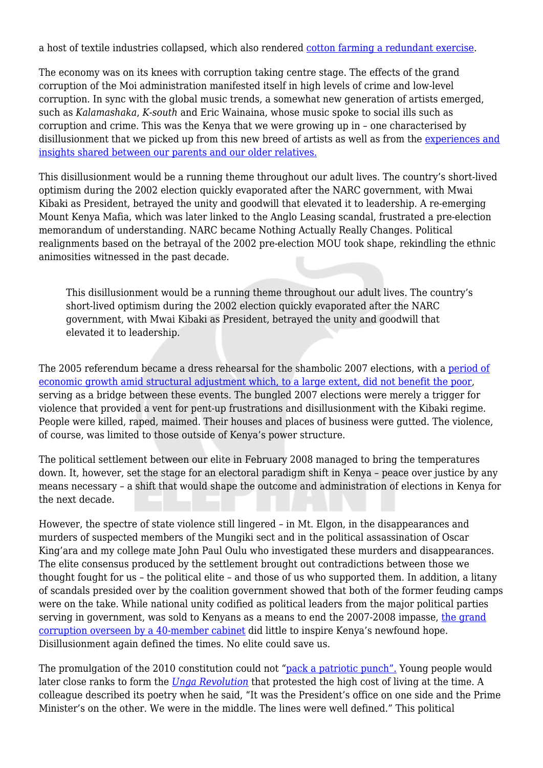a host of textile industries collapsed, which also rendered cotton farming a redundant exercise.

The economy was on its knees with corruption taking centre stage. The effects of the grand corruption of the Moi administration manifested itself in high levels of crime and low-level corruption. In sync with the global music trends, a somewhat new generation of artists emerged, such as *Kalamashaka*, *K-south* and Eric Wainaina, whose music spoke to social ills such as corruption and crime. This was the Kenya that we were growing up in – one characterised by disillusionment that we picked up from this new breed of artists as well as from the experiences and insights shared between our parents and our older relatives.

This disillusionment would be a running theme throughout our adult lives. The country's short-lived optimism during the 2002 election quickly evaporated after the NARC government, with Mwai Kibaki as President, betrayed the unity and goodwill that elevated it to leadership. A re-emerging Mount Kenya Mafia, which was later linked to the Anglo Leasing scandal, frustrated a pre-election memorandum of understanding. NARC became Nothing Actually Really Changes. Political realignments based on the betrayal of the 2002 pre-election MOU took shape, rekindling the ethnic animosities witnessed in the past decade.

> This disillusionment would be a running theme throughout our adult lives. The country's short-lived optimism during the 2002 election quickly evaporated after the NARC government, with Mwai Kibaki as President, betrayed the unity and goodwill that elevated it to leadership.

The 2005 referendum became a dress rehearsal for the shambolic 2007 elections, with a period of economic growth amid structural adjustment which, to a large extent, did not benefit the poor, serving as a bridge between these events. The bungled 2007 elections were merely a trigger for violence that provided a vent for pent-up frustrations and disillusionment with the Kibaki regime. People were killed, raped, maimed. Their houses and places of business were gutted. The violence, of course, was limited to those outside of Kenya's power structure.

The political settlement between our elite in February 2008 managed to bring the temperatures down. It, however, set the stage for an electoral paradigm shift in Kenya – peace over justice by any means necessary – a shift that would shape the outcome and administration of elections in Kenya for the next decade.

However, the spectre of state violence still lingered – in Mt. Elgon, in the disappearances and murders of suspected members of the Mungiki sect and in the political assassination of Oscar King'ara and my college mate John Paul Oulu who investigated these murders and disappearances. The elite consensus produced by the settlement brought out contradictions between those we thought fought for us – the political elite – and those of us who supported them. In addition, a litany of scandals presided over by the coalition government showed that both of the former feuding camps were on the take. While national unity codified as political leaders from the major political parties serving in government, was sold to Kenyans as a means to end the 2007-2008 impasse, the grand corruption overseen by a 40-member cabinet did little to inspire Kenya's newfound hope. Disillusionment again defined the times. No elite could save us.

The promulgation of the 2010 constitution could not "pack a patriotic punch". Young people would later close ranks to form the *Unga Revolution* that protested the high cost of living at the time. A colleague described its poetry when he said, "It was the President's office on one side and the Prime Minister's on the other. We were in the middle. The lines were well defined." This political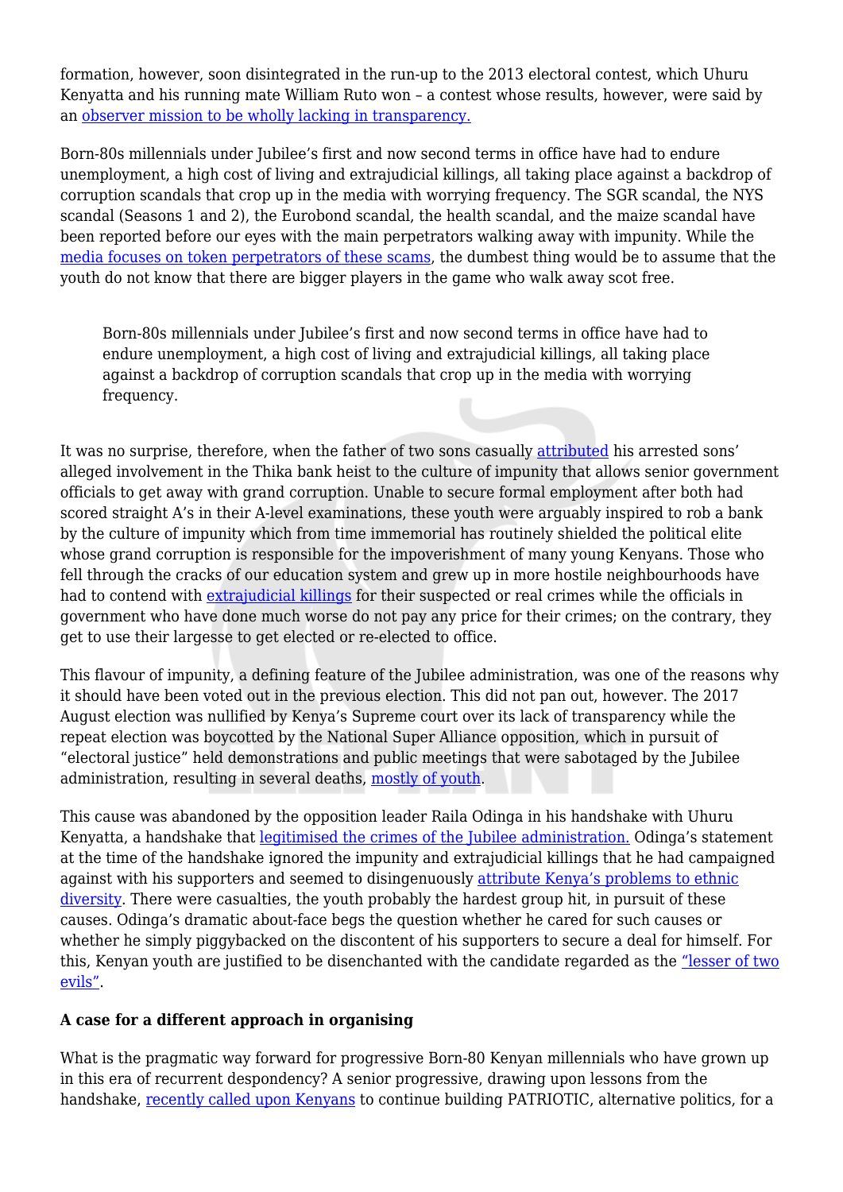formation, however, soon disintegrated in the run-up to the 2013 electoral contest, which Uhuru Kenyatta and his running mate William Ruto won – a contest whose results, however, were said by an [observer mission to be wholly lacking in transparency.]()

Born-80s millennials under Jubilee's first and now second terms in office have had to endure unemployment, a high cost of living and extrajudicial killings, all taking place against a backdrop of corruption scandals that crop up in the media with worrying frequency. The SGR scandal, the NYS scandal (Seasons 1 and 2), the Eurobond scandal, the health scandal, and the maize scandal have been reported before our eyes with the main perpetrators walking away with impunity. While the [media focuses on token perpetrators of these scams](), the dumbest thing would be to assume that the youth do not know that there are bigger players in the game who walk away scot free.

> Born-80s millennials under Jubilee's first and now second terms in office have had to endure unemployment, a high cost of living and extrajudicial killings, all taking place against a backdrop of corruption scandals that crop up in the media with worrying frequency.

It was no surprise, therefore, when the father of two sons casually [attributed]() his arrested sons' alleged involvement in the Thika bank heist to the culture of impunity that allows senior government officials to get away with grand corruption. Unable to secure formal employment after both had scored straight A's in their A-level examinations, these youth were arguably inspired to rob a bank by the culture of impunity which from time immemorial has routinely shielded the political elite whose grand corruption is responsible for the impoverishment of many young Kenyans. Those who fell through the cracks of our education system and grew up in more hostile neighbourhoods have had to contend with [extrajudicial killings]() for their suspected or real crimes while the officials in government who have done much worse do not pay any price for their crimes; on the contrary, they get to use their largesse to get elected or re-elected to office.

This flavour of impunity, a defining feature of the Jubilee administration, was one of the reasons why it should have been voted out in the previous election. This did not pan out, however. The 2017 August election was nullified by Kenya's Supreme court over its lack of transparency while the repeat election was boycotted by the National Super Alliance opposition, which in pursuit of "electoral justice" held demonstrations and public meetings that were sabotaged by the Jubilee administration, resulting in several deaths, [mostly of youth]().

This cause was abandoned by the opposition leader Raila Odinga in his handshake with Uhuru Kenyatta, a handshake that [legitimised the crimes of the Jubilee administration.]() Odinga's statement at the time of the handshake ignored the impunity and extrajudicial killings that he had campaigned against with his supporters and seemed to disingenuously [attribute Kenya's problems to ethnic diversity](). There were casualties, the youth probably the hardest group hit, in pursuit of these causes. Odinga's dramatic about-face begs the question whether he cared for such causes or whether he simply piggybacked on the discontent of his supporters to secure a deal for himself. For this, Kenyan youth are justified to be disenchanted with the candidate regarded as the ["lesser of two evils"]().

**A case for a different approach in organising**

What is the pragmatic way forward for progressive Born-80 Kenyan millennials who have grown up in this era of recurrent despondency? A senior progressive, drawing upon lessons from the handshake, [recently called upon Kenyans]() to continue building PATRIOTIC, alternative politics, for a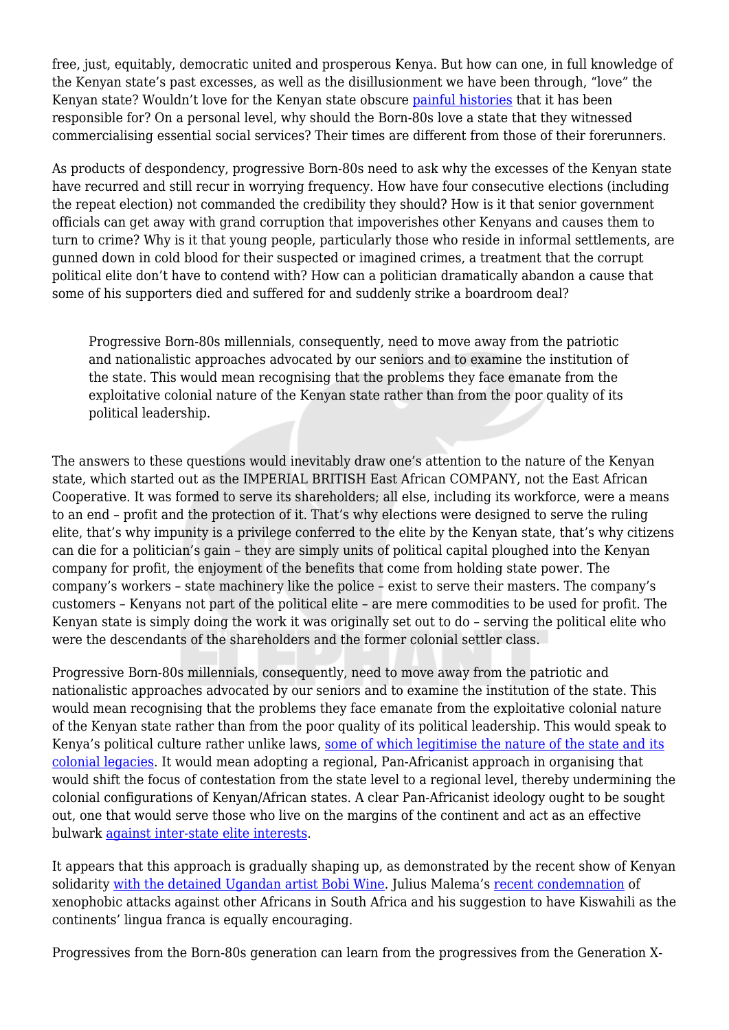free, just, equitably, democratic united and prosperous Kenya. But how can one, in full knowledge of the Kenyan state's past excesses, as well as the disillusionment we have been through, "love" the Kenyan state? Wouldn't love for the Kenyan state obscure painful histories that it has been responsible for? On a personal level, why should the Born-80s love a state that they witnessed commercialising essential social services? Their times are different from those of their forerunners.

As products of despondency, progressive Born-80s need to ask why the excesses of the Kenyan state have recurred and still recur in worrying frequency. How have four consecutive elections (including the repeat election) not commanded the credibility they should? How is it that senior government officials can get away with grand corruption that impoverishes other Kenyans and causes them to turn to crime? Why is it that young people, particularly those who reside in informal settlements, are gunned down in cold blood for their suspected or imagined crimes, a treatment that the corrupt political elite don't have to contend with? How can a politician dramatically abandon a cause that some of his supporters died and suffered for and suddenly strike a boardroom deal?

> Progressive Born-80s millennials, consequently, need to move away from the patriotic and nationalistic approaches advocated by our seniors and to examine the institution of the state. This would mean recognising that the problems they face emanate from the exploitative colonial nature of the Kenyan state rather than from the poor quality of its political leadership.

The answers to these questions would inevitably draw one's attention to the nature of the Kenyan state, which started out as the IMPERIAL BRITISH East African COMPANY, not the East African Cooperative. It was formed to serve its shareholders; all else, including its workforce, were a means to an end – profit and the protection of it. That's why elections were designed to serve the ruling elite, that's why impunity is a privilege conferred to the elite by the Kenyan state, that's why citizens can die for a politician's gain – they are simply units of political capital ploughed into the Kenyan company for profit, the enjoyment of the benefits that come from holding state power. The company's workers – state machinery like the police – exist to serve their masters. The company's customers – Kenyans not part of the political elite – are mere commodities to be used for profit. The Kenyan state is simply doing the work it was originally set out to do – serving the political elite who were the descendants of the shareholders and the former colonial settler class.

Progressive Born-80s millennials, consequently, need to move away from the patriotic and nationalistic approaches advocated by our seniors and to examine the institution of the state. This would mean recognising that the problems they face emanate from the exploitative colonial nature of the Kenyan state rather than from the poor quality of its political leadership. This would speak to Kenya's political culture rather unlike laws, some of which legitimise the nature of the state and its colonial legacies. It would mean adopting a regional, Pan-Africanist approach in organising that would shift the focus of contestation from the state level to a regional level, thereby undermining the colonial configurations of Kenyan/African states. A clear Pan-Africanist ideology ought to be sought out, one that would serve those who live on the margins of the continent and act as an effective bulwark against inter-state elite interests.

It appears that this approach is gradually shaping up, as demonstrated by the recent show of Kenyan solidarity with the detained Ugandan artist Bobi Wine. Julius Malema's recent condemnation of xenophobic attacks against other Africans in South Africa and his suggestion to have Kiswahili as the continents' lingua franca is equally encouraging.

Progressives from the Born-80s generation can learn from the progressives from the Generation X-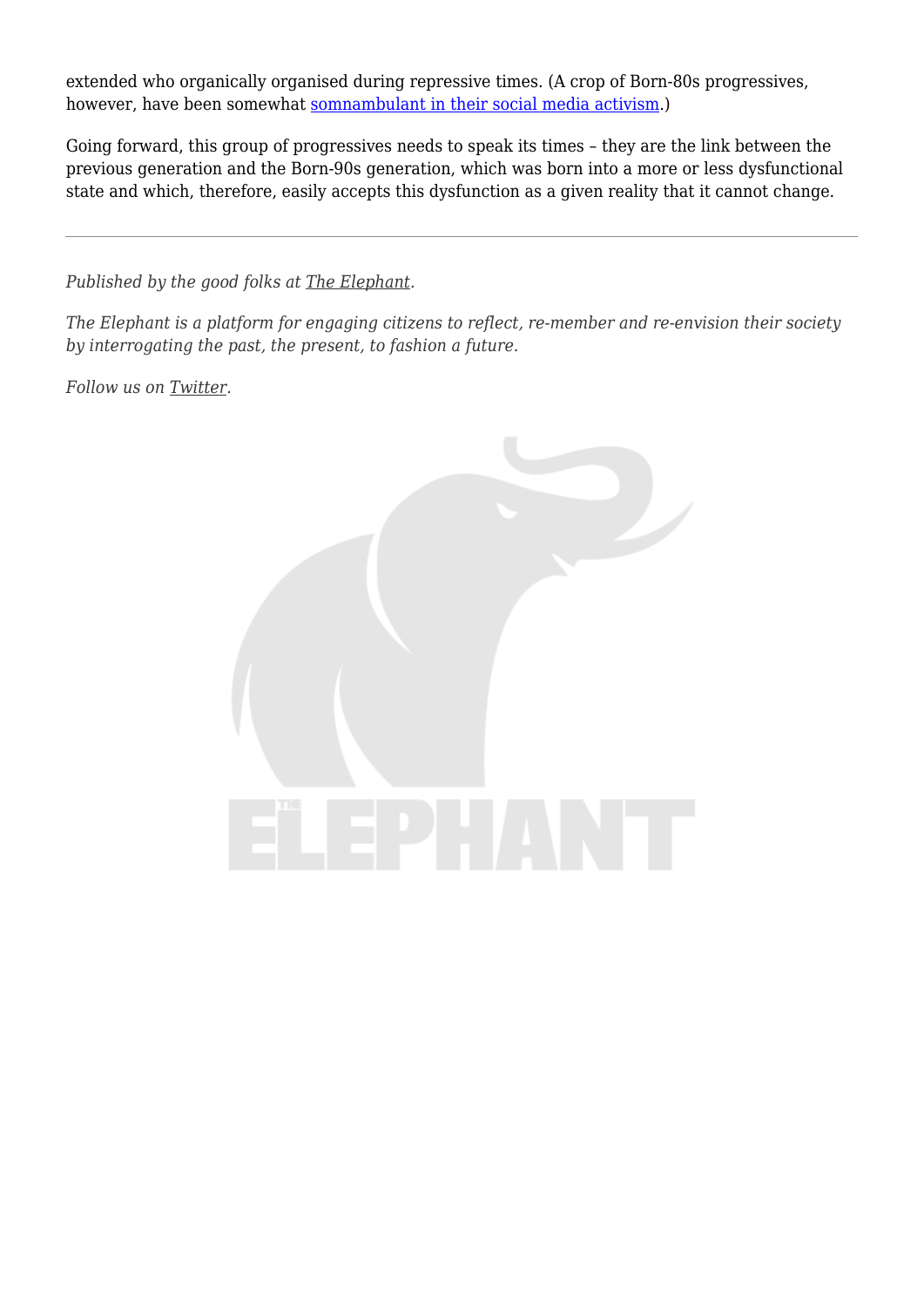extended who organically organised during repressive times. (A crop of Born-80s progressives, however, have been somewhat somnambulant in their social media activism.)

Going forward, this group of progressives needs to speak its times – they are the link between the previous generation and the Born-90s generation, which was born into a more or less dysfunctional state and which, therefore, easily accepts this dysfunction as a given reality that it cannot change.

---

*Published by the good folks at The Elephant.*

*The Elephant is a platform for engaging citizens to reflect, re-member and re-envision their society by interrogating the past, the present, to fashion a future.*

*Follow us on Twitter.*